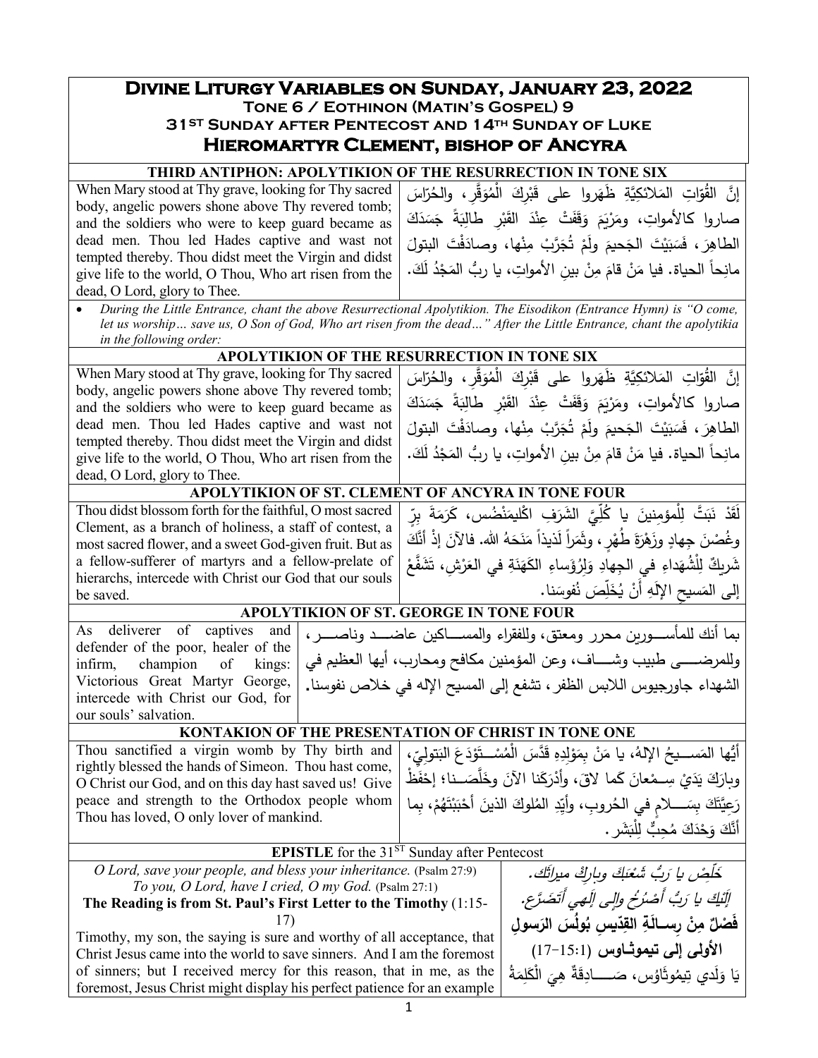# Divine Liturgy Variables on Sunday, January 23, 2022

**Tone 6 / Eothinon (Matin's Gospel) 9**

**31ST Sunday after Pentecost and 14TH Sunday of Luke**

## Hieromartyr Clement, bishop of Ancyra

### THIRD ANTIPHON: APOLYTIKION OF THE RESURRECTION IN TONE SIX

| | |
|---|---|
| When Mary stood at Thy grave, looking for Thy sacred body, angelic powers shone above Thy revered tomb; and the soldiers who were to keep guard became as dead men. Thou led Hades captive and wast not tempted thereby. Thou didst meet the Virgin and didst give life to the world, O Thou, Who art risen from the dead, O Lord, glory to Thee. | إنَّ القُوّاتِ المَلائكيَّةِ ظَهَروا على قَبْرِكَ الْمُوَقَّر، والحُرّاسَ صاروا كالأمواتِ، ومَرْيَمَ وَقَفَتْ عِنْدَ القَبْرِ طالِبَةً جَسَدَكَ الطاهِرَ، فَسَبَيْتَ الجَحيمَ ولَمْ تُجَرَّبْ مِنْها، وصادَفْتَ البتولَ مانِحاً الحياة. فيا مَنْ قامَ مِنْ بينِ الأمواتِ، يا ربُّ المَجْدُ لَكَ. |

- *During the Little Entrance, chant the above Resurrectional Apolytikion. The Eisodikon (Entrance Hymn) is "O come, let us worship… save us, O Son of God, Who art risen from the dead…" After the Little Entrance, chant the apolytikia in the following order:*

### APOLYTIKION OF THE RESURRECTION IN TONE SIX

| | |
|---|---|
| When Mary stood at Thy grave, looking for Thy sacred body, angelic powers shone above Thy revered tomb; and the soldiers who were to keep guard became as dead men. Thou led Hades captive and wast not tempted thereby. Thou didst meet the Virgin and didst give life to the world, O Thou, Who art risen from the dead, O Lord, glory to Thee. | إنَّ القُوّاتِ المَلائكيَّةِ ظَهَروا على قَبْرِكَ الْمُوَقَّر، والحُرّاسَ صاروا كالأمواتِ، ومَرْيَمَ وَقَفَتْ عِنْدَ القَبْرِ طالِبَةً جَسَدَكَ الطاهِرَ، فَسَبَيْتَ الجَحيمَ ولَمْ تُجَرَّبْ مِنْها، وصادَفْتَ البتولَ مانِحاً الحياة. فيا مَنْ قامَ مِنْ بينِ الأمواتِ، يا ربُّ المَجْدُ لَكَ. |

### APOLYTIKION OF ST. CLEMENT OF ANCYRA IN TONE FOUR

| | |
|---|---|
| Thou didst blossom forth for the faithful, O most sacred Clement, as a branch of holiness, a staff of contest, a most sacred flower, and a sweet God-given fruit. But as a fellow-sufferer of martyrs and a fellow-prelate of hierarchs, intercede with Christ our God that our souls be saved. | لَقَدْ نَبَتَّ لِلْمؤمِنينَ يا كُلِّيَّ الشَرَفِ اكْليمَنْضُس، كَرَمَةَ بِرٍّ وغُصْنَ جِهادٍ وزَهْرَةَ طُهْرٍ، وثَمَراً لَذيذاً مَنَحَهُ الله. فالآنَ إذْ أنَّكَ شَريكٌ لِلْشُهَداءِ في الجِهادِ وَلِرُؤَساءِ الكَهَنَةِ في العَرْشِ، تَشَفَّعْ إلى المَسيحِ الإلَهِ أنْ يُخَلِّصَ نُفوسَنا. |

### APOLYTIKION OF ST. GEORGE IN TONE FOUR

| | |
|---|---|
| As deliverer of captives and defender of the poor, healer of the infirm, champion of kings: Victorious Great Martyr George, intercede with Christ our God, for our souls' salvation. | بما أنك للمأسورين محرر ومعتق، وللفقراء والمساكين عاضد وناصر، وللمرضى طبيب وشاف، وعن المؤمنين مكافح ومحارب، أيها العظيم في الشهداء جاورجيوس اللابس الظفر، تشفع إلى المسيح الإله في خلاص نفوسنا. |

### KONTAKION OF THE PRESENTATION OF CHRIST IN TONE ONE

| | |
|---|---|
| Thou sanctified a virgin womb by Thy birth and rightly blessed the hands of Simeon. Thou hast come, O Christ our God, and on this day hast saved us! Give peace and strength to the Orthodox people whom Thou has loved, O only lover of mankind. | أيُّها المَسيحُ الإلهُ، يا مَنْ بِمَوْلِدِهِ قَدَّسَ الْمُسْتَوْدَعَ البَتولِيّ، وبارَكَ يَدَيْ سِمْعانَ كَما لاقَ، وأدْرَكَنا الآنَ وخَلَّصَنا؛ إحْفَظْ رَعِيَّتَكَ بِسَلامٍ في الحُروبِ، وأيِّدِ المُلوكَ الذينَ أحْبَبْتَهُمْ، بما أنَّكَ وَحْدَكَ مُحِبٌّ لِلْبَشَر. |

### EPISTLE for the 31ST Sunday after Pentecost

| | |
|---|---|
| *O Lord, save your people, and bless your inheritance.* (Psalm 27:9)<br>*To you, O Lord, have I cried, O my God.* (Psalm 27:1)<br>**The Reading is from St. Paul's First Letter to the Timothy** (1:15-17)<br>Timothy, my son, the saying is sure and worthy of all acceptance, that Christ Jesus came into the world to save sinners. And I am the foremost of sinners; but I received mercy for this reason, that in me, as the foremost, Jesus Christ might display his perfect patience for an example | *خَلِّصْ يا رَبُّ شَعْبَكَ وبارِكْ ميراثَك.*<br>*إلَيْكَ يا رَبُّ أَصْرُخُ وإلى إلَهِي أَتَضَرَّع.*<br>**فَصْلٌ مِنْ رِسالَةِ القِدّيسِ بُولُسَ الرَسولِ الأولى إلى تيموثاوس** (1:15-17)<br>يَا وَلَدِي تِيمُوثَاوُس، صَادِقَةٌ هِيَ الْكَلِمَةُ |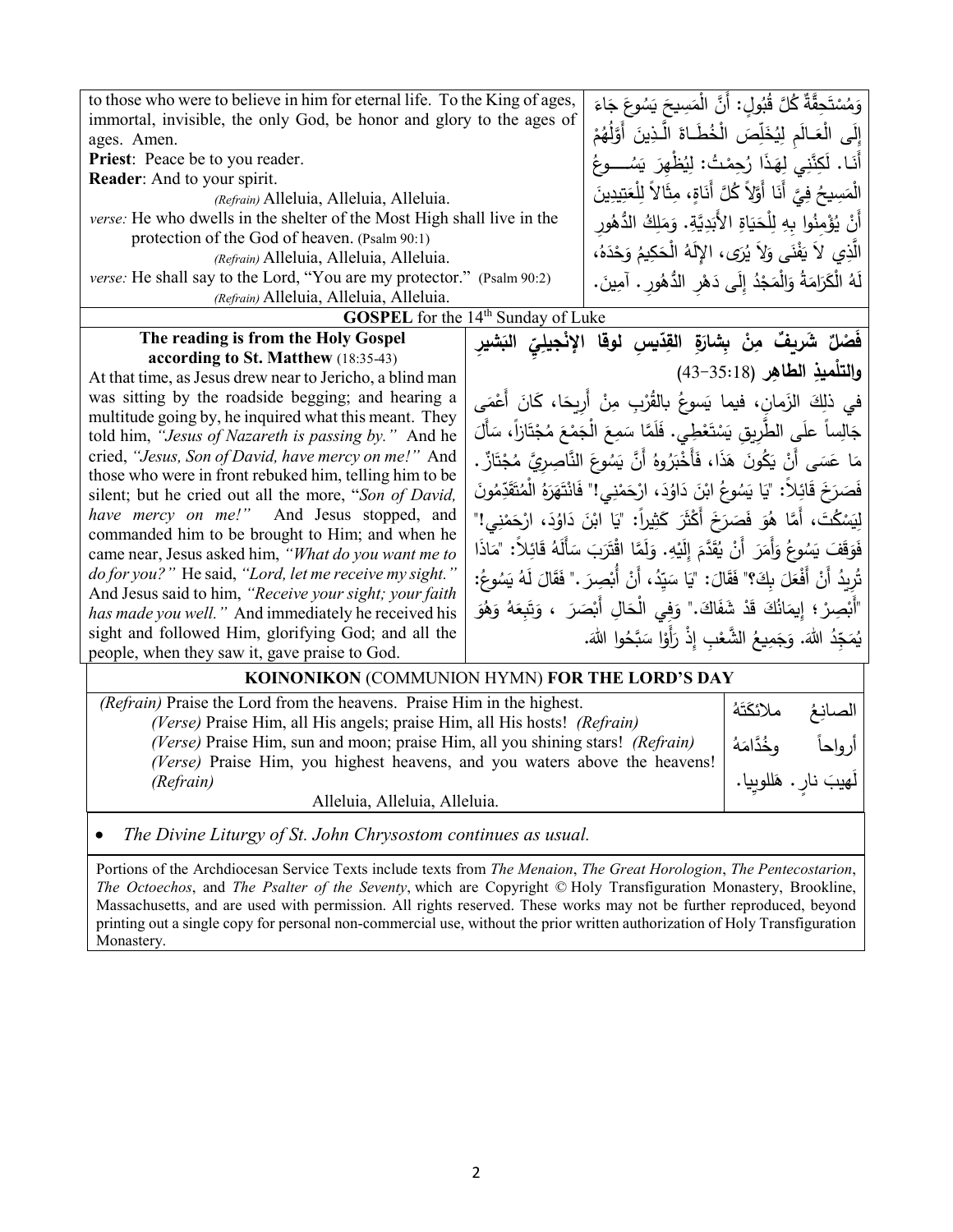to those who were to believe in him for eternal life. To the King of ages, immortal, invisible, the only God, be honor and glory to the ages of ages. Amen.

**Priest**: Peace be to you reader.

**Reader**: And to your spirit.

*(Refrain)* Alleluia, Alleluia, Alleluia.

*verse:* He who dwells in the shelter of the Most High shall live in the protection of the God of heaven. (Psalm 90:1)

*(Refrain)* Alleluia, Alleluia, Alleluia.

*verse:* He shall say to the Lord, "You are my protector." (Psalm 90:2)

*(Refrain)* Alleluia, Alleluia, Alleluia.

وَمُسْتَحِقَّةٌ كُلَّ قُبُولٍ: أَنَّ الْمَسِيحَ يَسُوعَ جَاءَ إِلَى الْعَالَمِ لِيُخَلِّصَ الْخُطَاةَ الَّذِينَ أَوَّلُهُمْ أَنَا. لَكِنَّنِي لِهَذَا رُحِمْتُ: لِيُظْهِرَ يَسُوعُ الْمَسِيحُ فِيَّ أَنَا أَوَّلاً كُلَّ أَنَاةٍ، مِثَالاً لِلْعَتِيدِينَ أَنْ يُؤْمِنُوا بِهِ لِلْحَيَاةِ الأَبَدِيَّةِ. وَمَلِكُ الدُّهُورِ الَّذِي لاَ يَفْنَى وَلاَ يُرَى، الإِلَهُ الْحَكِيمُ وَحْدَهُ، لَهُ الْكَرَامَةُ وَالْمَجْدُ إِلَى دَهْرِ الدُّهُورِ. آمِينَ.

## GOSPEL for the 14th Sunday of Luke

**The reading is from the Holy Gospel according to St. Matthew** (18:35-43)

At that time, as Jesus drew near to Jericho, a blind man was sitting by the roadside begging; and hearing a multitude going by, he inquired what this meant. They told him, *"Jesus of Nazareth is passing by."* And he cried, *"Jesus, Son of David, have mercy on me!"* And those who were in front rebuked him, telling him to be silent; but he cried out all the more, "*Son of David, have mercy on me!"* And Jesus stopped, and commanded him to be brought to Him; and when he came near, Jesus asked him, *"What do you want me to do for you?"* He said, *"Lord, let me receive my sight."* And Jesus said to him, *"Receive your sight; your faith has made you well."* And immediately he received his sight and followed Him, glorifying God; and all the people, when they saw it, gave praise to God.

**فَصْلٌ شَريفٌ مِنْ بِشارَةِ القِدّيسِ لوقا الإنْجيليِّ البَشيرِ والتِلْميذِ الطاهِر** (18:35-43)

في ذلِكَ الزَمانِ، فيما يَسوعُ بالقُرْبِ مِنْ أَرِيحَا، كَانَ أَعْمَى جَالِساً علَى الطَّرِيقِ يَسْتَعْطِي. فَلَمَّا سَمِعَ الْجَمْعَ مُجْتَازاً، سَأَلَ مَا عَسَى أَنْ يَكُونَ هَذَا، فَأَخْبَرُوهُ أَنَّ يَسُوعَ النَّاصِرِيَّ مُجْتَازٌ. فَصَرَخَ قَائِلاً: "يَا يَسُوعُ ابْنَ دَاوُدَ، ارْحَمْنِي!" فَانْتَهَرَهُ الْمُتَقَدِّمُونَ لِيَسْكُتَ، أَمَّا هُوَ فَصَرَخَ أَكْثَرَ كَثِيراً: "يَا ابْنَ دَاوُدَ، ارْحَمْنِي!" فَوَقَفَ يَسُوعُ وَأَمَرَ أَنْ يُقَدَّمَ إِلَيْهِ. وَلَمَّا اقْتَرَبَ سَأَلَهُ قَائِلاً: "مَاذَا تُرِيدُ أَنْ أَفْعَلَ بِكَ؟" فَقَالَ: "يَا سَيِّدُ، أَنْ أُبْصِرَ." فَقَالَ لَهُ يَسُوعُ: "أَبْصِرْ؛ إِيمَانُكَ قَدْ شَفَاكَ." وَفِي الْحَالِ أَبْصَرَ ، وَتَبِعَهُ وَهُوَ يُمَجِّدُ اللهَ. وَجَمِيعُ الشَّعْبِ إِذْ رَأَوْا سَبَّحُوا اللهَ.

## KOINONIKON (COMMUNION HYMN) FOR THE LORD'S DAY

*(Refrain)* Praise the Lord from the heavens. Praise Him in the highest.

*(Verse)* Praise Him, all His angels; praise Him, all His hosts! *(Refrain)*

*(Verse)* Praise Him, sun and moon; praise Him, all you shining stars! *(Refrain)*

*(Verse)* Praise Him, you highest heavens, and you waters above the heavens! *(Refrain)*

Alleluia, Alleluia, Alleluia.

الصانِعُ ملائكَتَهُ أرواحاً وخُدّامَهُ لَهيبَ نارٍ. هَللوييا.

- *The Divine Liturgy of St. John Chrysostom continues as usual.*

Portions of the Archdiocesan Service Texts include texts from *The Menaion*, *The Great Horologion*, *The Pentecostarion*, *The Octoechos*, and *The Psalter of the Seventy*, which are Copyright © Holy Transfiguration Monastery, Brookline, Massachusetts, and are used with permission. All rights reserved. These works may not be further reproduced, beyond printing out a single copy for personal non-commercial use, without the prior written authorization of Holy Transfiguration Monastery.